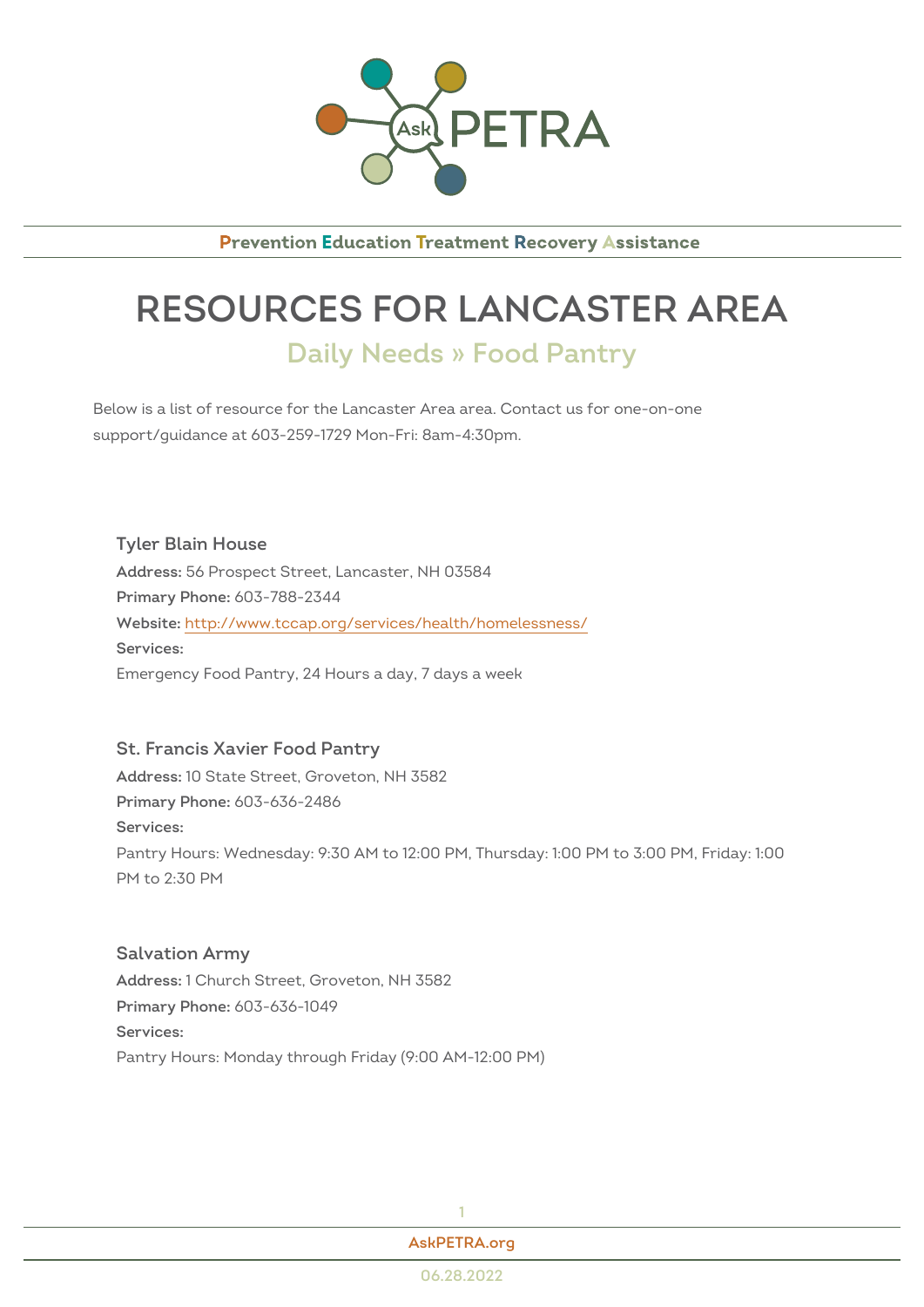Ask PETRA

**Prevention Education Treatment Recovery Assistance**

# RESOURCES FOR LANCASTER AREA

## Daily Needs » Food Pantry

Below is a list of resource for the Lancaster Area area. Contact us for one-on-one support/guidance at 603-259-1729 Mon-Fri: 8am-4:30pm.

### Tyler Blain House

**Address:** 56 Prospect Street, Lancaster, NH 03584
**Primary Phone:** 603-788-2344
**Website:** [http://www.tccap.org/services/health/homelessness/](http://www.tccap.org/services/health/homelessness/)
**Services:**
Emergency Food Pantry, 24 Hours a day, 7 days a week

### St. Francis Xavier Food Pantry

**Address:** 10 State Street, Groveton, NH 3582
**Primary Phone:** 603-636-2486
**Services:**
Pantry Hours: Wednesday: 9:30 AM to 12:00 PM, Thursday: 1:00 PM to 3:00 PM, Friday: 1:00 PM to 2:30 PM

### Salvation Army

**Address:** 1 Church Street, Groveton, NH 3582
**Primary Phone:** 603-636-1049
**Services:**
Pantry Hours: Monday through Friday (9:00 AM-12:00 PM)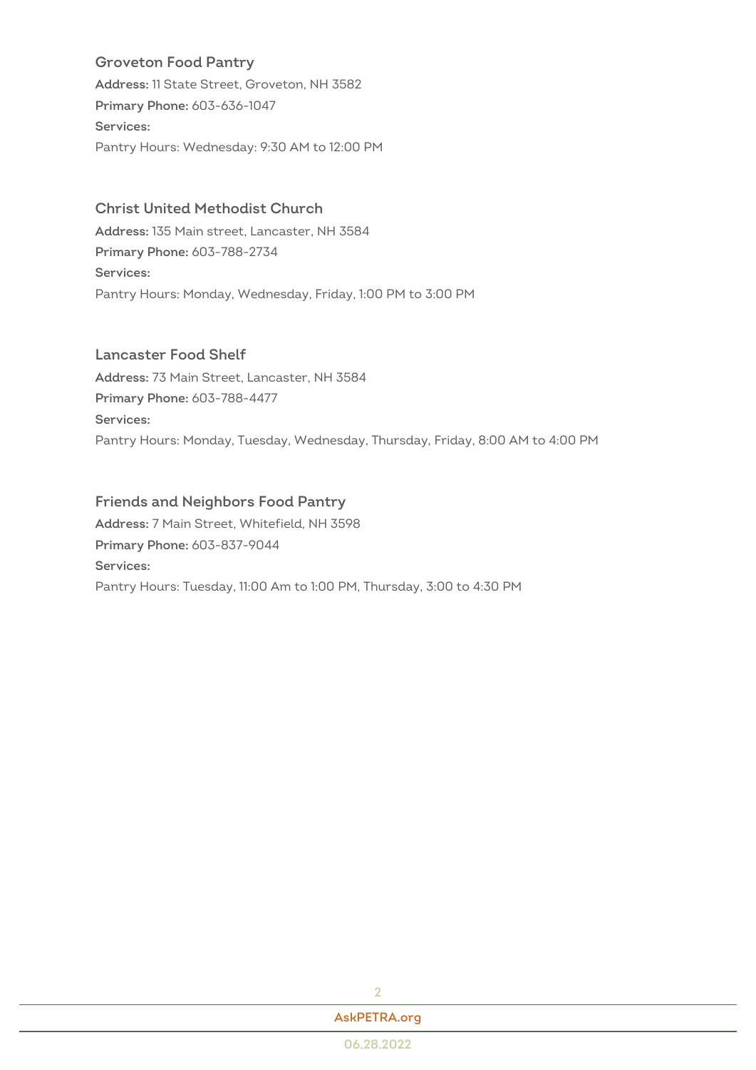### Groveton Food Pantry

**Address:** 11 State Street, Groveton, NH 3582
**Primary Phone:** 603-636-1047
**Services:**
Pantry Hours: Wednesday: 9:30 AM to 12:00 PM

### Christ United Methodist Church

**Address:** 135 Main street, Lancaster, NH 3584
**Primary Phone:** 603-788-2734
**Services:**
Pantry Hours: Monday, Wednesday, Friday, 1:00 PM to 3:00 PM

### Lancaster Food Shelf

**Address:** 73 Main Street, Lancaster, NH 3584
**Primary Phone:** 603-788-4477
**Services:**
Pantry Hours: Monday, Tuesday, Wednesday, Thursday, Friday, 8:00 AM to 4:00 PM

### Friends and Neighbors Food Pantry

**Address:** 7 Main Street, Whitefield, NH 3598
**Primary Phone:** 603-837-9044
**Services:**
Pantry Hours: Tuesday, 11:00 Am to 1:00 PM, Thursday, 3:00 to 4:30 PM